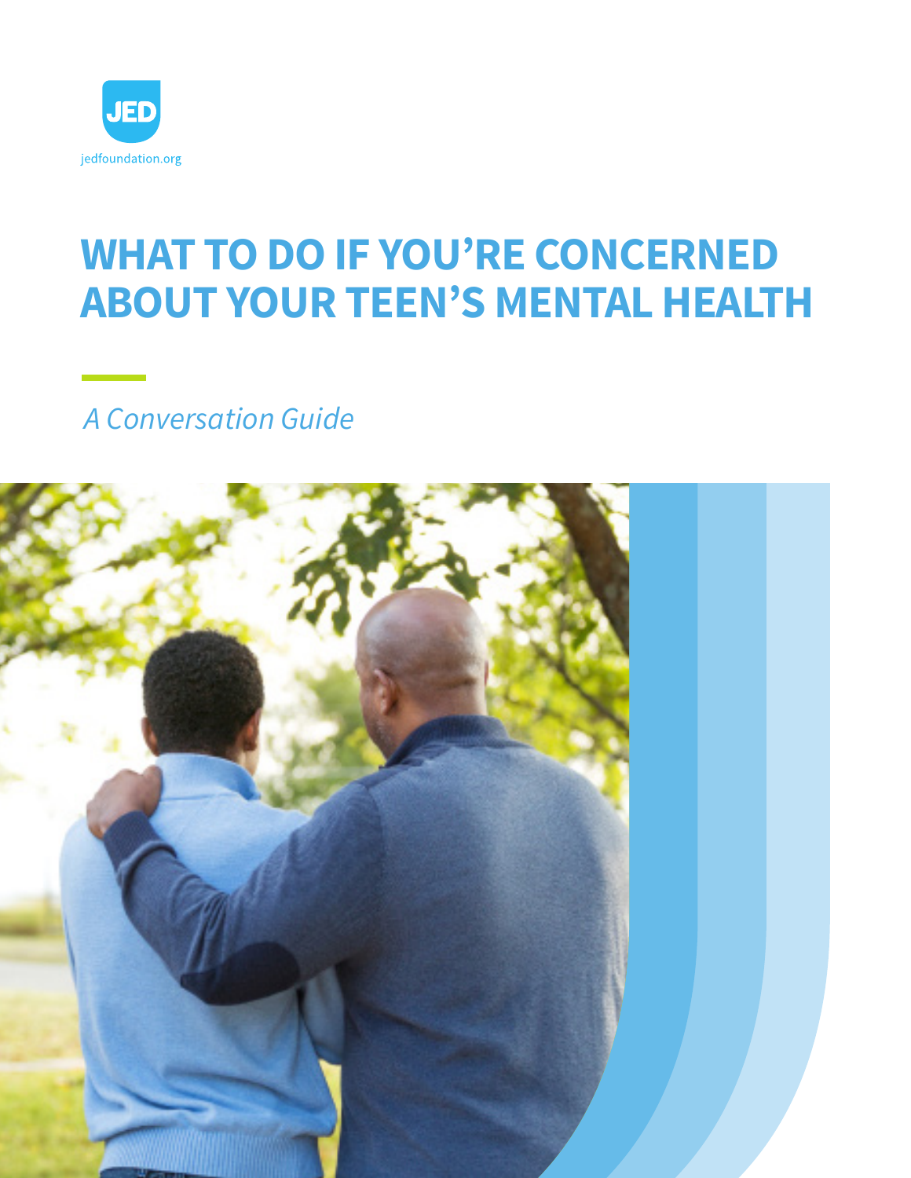JED

jedfoundation.org

# WHAT TO DO IF YOU'RE CONCERNED ABOUT YOUR TEEN'S MENTAL HEALTH

*A Conversation Guide*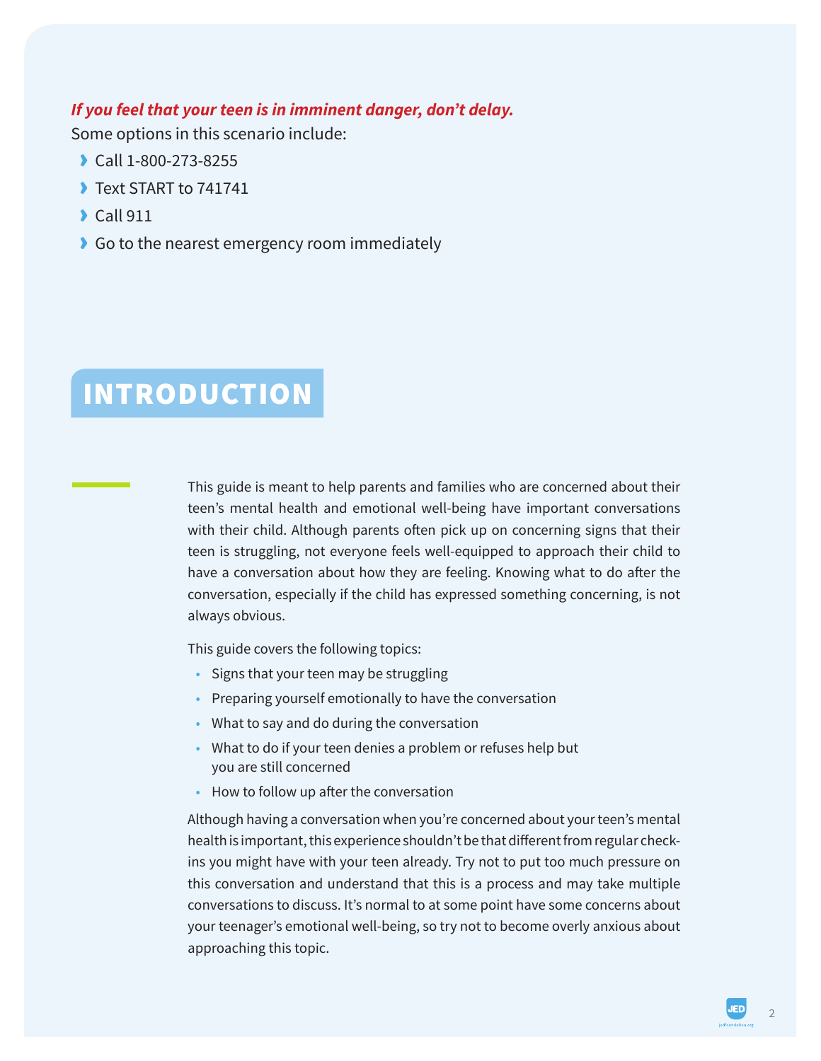***If you feel that your teen is in imminent danger, don't delay.***

Some options in this scenario include:

- Call 1-800-273-8255
- Text START to 741741
- Call 911
- Go to the nearest emergency room immediately

## INTRODUCTION

This guide is meant to help parents and families who are concerned about their teen's mental health and emotional well-being have important conversations with their child. Although parents often pick up on concerning signs that their teen is struggling, not everyone feels well-equipped to approach their child to have a conversation about how they are feeling. Knowing what to do after the conversation, especially if the child has expressed something concerning, is not always obvious.

This guide covers the following topics:

- Signs that your teen may be struggling
- Preparing yourself emotionally to have the conversation
- What to say and do during the conversation
- What to do if your teen denies a problem or refuses help but you are still concerned
- How to follow up after the conversation

Although having a conversation when you're concerned about your teen's mental health is important, this experience shouldn't be that different from regular check-ins you might have with your teen already. Try not to put too much pressure on this conversation and understand that this is a process and may take multiple conversations to discuss. It's normal to at some point have some concerns about your teenager's emotional well-being, so try not to become overly anxious about approaching this topic.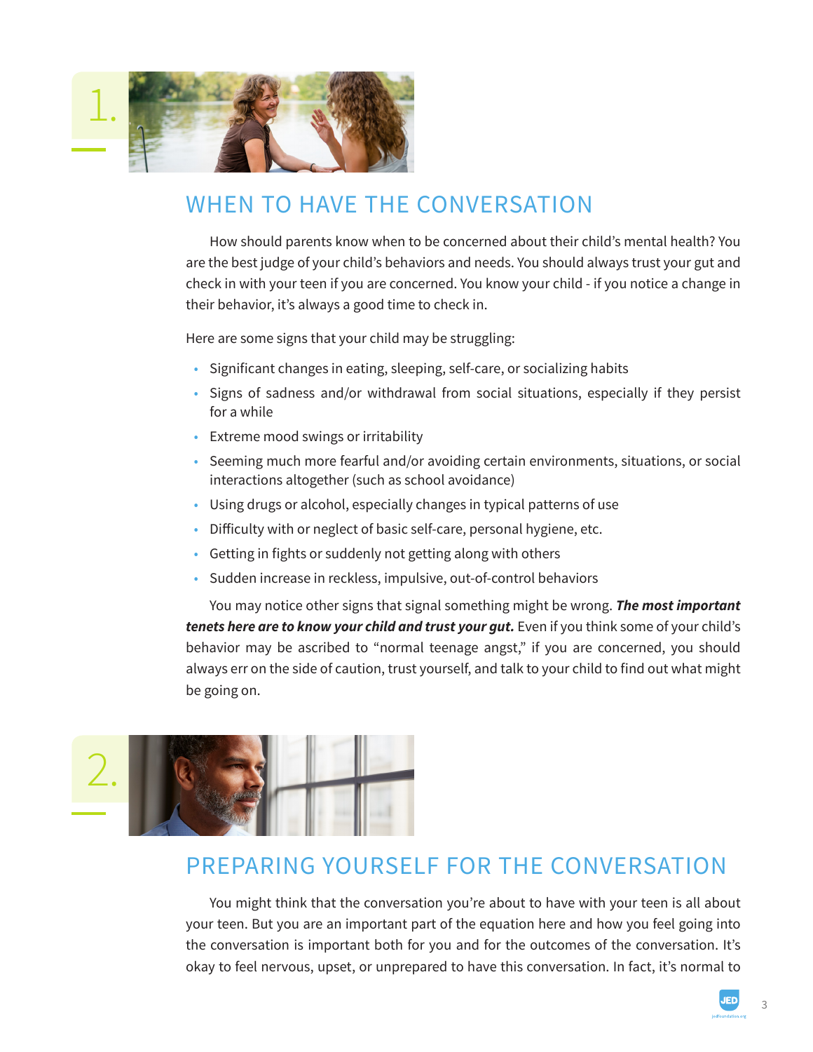1.

## WHEN TO HAVE THE CONVERSATION

How should parents know when to be concerned about their child's mental health? You are the best judge of your child's behaviors and needs. You should always trust your gut and check in with your teen if you are concerned. You know your child - if you notice a change in their behavior, it's always a good time to check in.

Here are some signs that your child may be struggling:

- Significant changes in eating, sleeping, self-care, or socializing habits
- Signs of sadness and/or withdrawal from social situations, especially if they persist for a while
- Extreme mood swings or irritability
- Seeming much more fearful and/or avoiding certain environments, situations, or social interactions altogether (such as school avoidance)
- Using drugs or alcohol, especially changes in typical patterns of use
- Difficulty with or neglect of basic self-care, personal hygiene, etc.
- Getting in fights or suddenly not getting along with others
- Sudden increase in reckless, impulsive, out-of-control behaviors

You may notice other signs that signal something might be wrong. ***The most important tenets here are to know your child and trust your gut.*** Even if you think some of your child's behavior may be ascribed to "normal teenage angst," if you are concerned, you should always err on the side of caution, trust yourself, and talk to your child to find out what might be going on.

2.

## PREPARING YOURSELF FOR THE CONVERSATION

You might think that the conversation you're about to have with your teen is all about your teen. But you are an important part of the equation here and how you feel going into the conversation is important both for you and for the outcomes of the conversation. It's okay to feel nervous, upset, or unprepared to have this conversation. In fact, it's normal to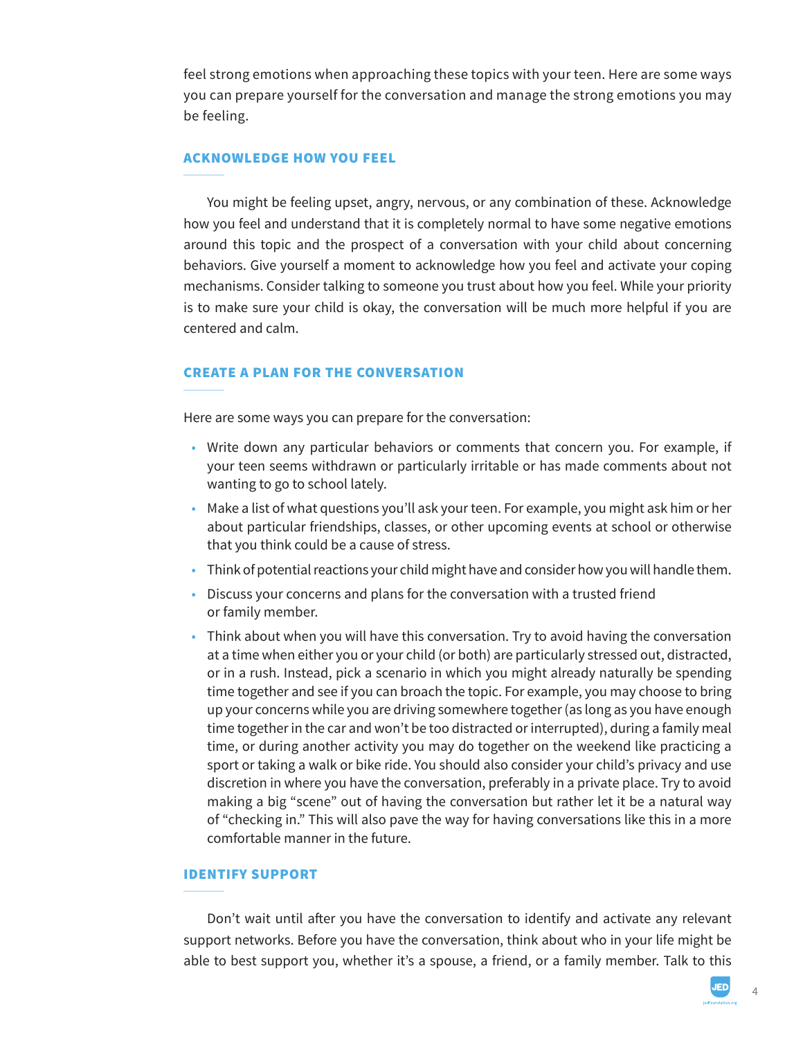feel strong emotions when approaching these topics with your teen. Here are some ways you can prepare yourself for the conversation and manage the strong emotions you may be feeling.

### ACKNOWLEDGE HOW YOU FEEL

You might be feeling upset, angry, nervous, or any combination of these. Acknowledge how you feel and understand that it is completely normal to have some negative emotions around this topic and the prospect of a conversation with your child about concerning behaviors. Give yourself a moment to acknowledge how you feel and activate your coping mechanisms. Consider talking to someone you trust about how you feel. While your priority is to make sure your child is okay, the conversation will be much more helpful if you are centered and calm.

### CREATE A PLAN FOR THE CONVERSATION

Here are some ways you can prepare for the conversation:

- Write down any particular behaviors or comments that concern you. For example, if your teen seems withdrawn or particularly irritable or has made comments about not wanting to go to school lately.
- Make a list of what questions you'll ask your teen. For example, you might ask him or her about particular friendships, classes, or other upcoming events at school or otherwise that you think could be a cause of stress.
- Think of potential reactions your child might have and consider how you will handle them.
- Discuss your concerns and plans for the conversation with a trusted friend or family member.
- Think about when you will have this conversation. Try to avoid having the conversation at a time when either you or your child (or both) are particularly stressed out, distracted, or in a rush. Instead, pick a scenario in which you might already naturally be spending time together and see if you can broach the topic. For example, you may choose to bring up your concerns while you are driving somewhere together (as long as you have enough time together in the car and won't be too distracted or interrupted), during a family meal time, or during another activity you may do together on the weekend like practicing a sport or taking a walk or bike ride. You should also consider your child's privacy and use discretion in where you have the conversation, preferably in a private place. Try to avoid making a big "scene" out of having the conversation but rather let it be a natural way of "checking in." This will also pave the way for having conversations like this in a more comfortable manner in the future.

### IDENTIFY SUPPORT

Don't wait until after you have the conversation to identify and activate any relevant support networks. Before you have the conversation, think about who in your life might be able to best support you, whether it's a spouse, a friend, or a family member. Talk to this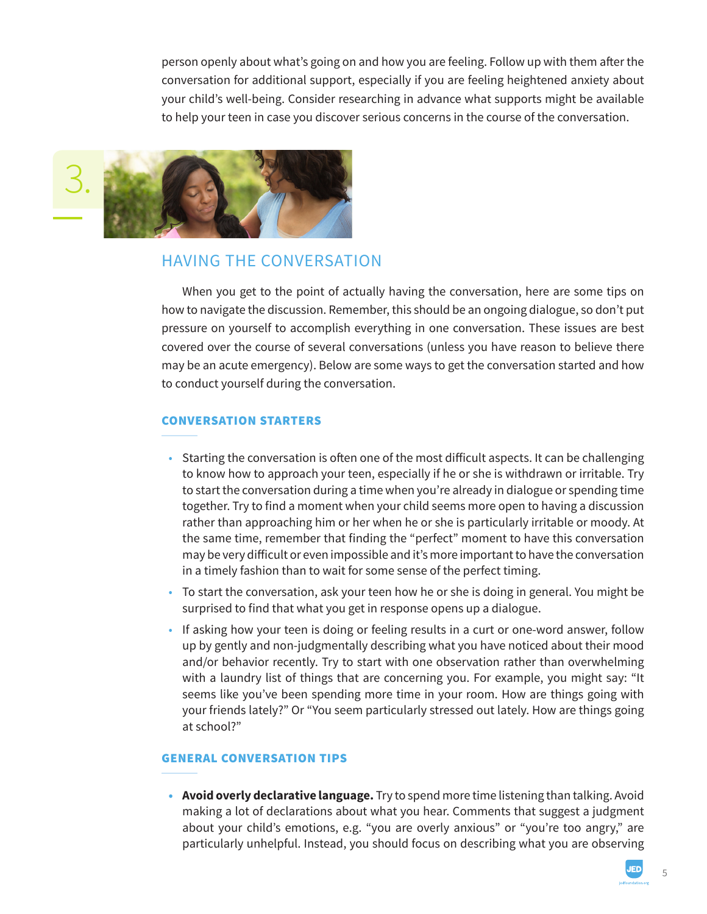person openly about what's going on and how you are feeling. Follow up with them after the conversation for additional support, especially if you are feeling heightened anxiety about your child's well-being. Consider researching in advance what supports might be available to help your teen in case you discover serious concerns in the course of the conversation.

3.

## HAVING THE CONVERSATION

When you get to the point of actually having the conversation, here are some tips on how to navigate the discussion. Remember, this should be an ongoing dialogue, so don't put pressure on yourself to accomplish everything in one conversation. These issues are best covered over the course of several conversations (unless you have reason to believe there may be an acute emergency). Below are some ways to get the conversation started and how to conduct yourself during the conversation.

### CONVERSATION STARTERS

- Starting the conversation is often one of the most difficult aspects. It can be challenging to know how to approach your teen, especially if he or she is withdrawn or irritable. Try to start the conversation during a time when you're already in dialogue or spending time together. Try to find a moment when your child seems more open to having a discussion rather than approaching him or her when he or she is particularly irritable or moody. At the same time, remember that finding the "perfect" moment to have this conversation may be very difficult or even impossible and it's more important to have the conversation in a timely fashion than to wait for some sense of the perfect timing.
- To start the conversation, ask your teen how he or she is doing in general. You might be surprised to find that what you get in response opens up a dialogue.
- If asking how your teen is doing or feeling results in a curt or one-word answer, follow up by gently and non-judgmentally describing what you have noticed about their mood and/or behavior recently. Try to start with one observation rather than overwhelming with a laundry list of things that are concerning you. For example, you might say: "It seems like you've been spending more time in your room. How are things going with your friends lately?" Or "You seem particularly stressed out lately. How are things going at school?"

### GENERAL CONVERSATION TIPS

- **Avoid overly declarative language.** Try to spend more time listening than talking. Avoid making a lot of declarations about what you hear. Comments that suggest a judgment about your child's emotions, e.g. "you are overly anxious" or "you're too angry," are particularly unhelpful. Instead, you should focus on describing what you are observing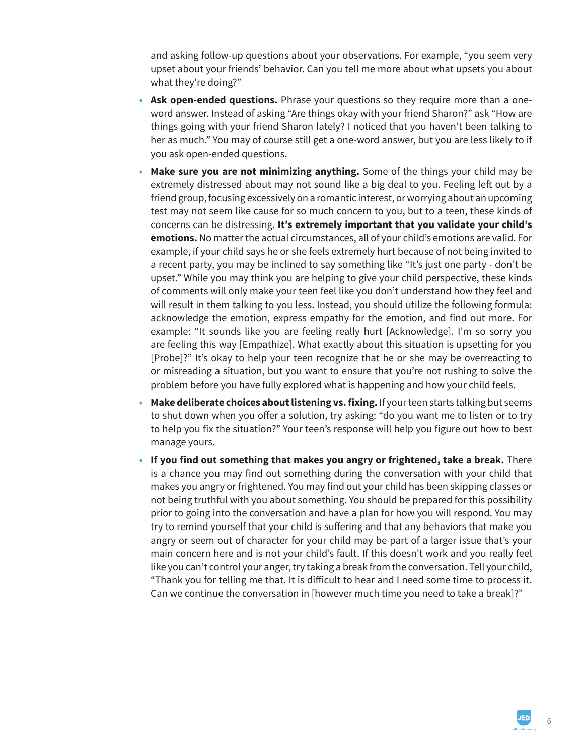and asking follow-up questions about your observations. For example, "you seem very upset about your friends' behavior. Can you tell me more about what upsets you about what they're doing?"

- **Ask open-ended questions.** Phrase your questions so they require more than a one-word answer. Instead of asking "Are things okay with your friend Sharon?" ask "How are things going with your friend Sharon lately? I noticed that you haven't been talking to her as much." You may of course still get a one-word answer, but you are less likely to if you ask open-ended questions.
- **Make sure you are not minimizing anything.** Some of the things your child may be extremely distressed about may not sound like a big deal to you. Feeling left out by a friend group, focusing excessively on a romantic interest, or worrying about an upcoming test may not seem like cause for so much concern to you, but to a teen, these kinds of concerns can be distressing. **It's extremely important that you validate your child's emotions.** No matter the actual circumstances, all of your child's emotions are valid. For example, if your child says he or she feels extremely hurt because of not being invited to a recent party, you may be inclined to say something like "It's just one party - don't be upset." While you may think you are helping to give your child perspective, these kinds of comments will only make your teen feel like you don't understand how they feel and will result in them talking to you less. Instead, you should utilize the following formula: acknowledge the emotion, express empathy for the emotion, and find out more. For example: "It sounds like you are feeling really hurt [Acknowledge]. I'm so sorry you are feeling this way [Empathize]. What exactly about this situation is upsetting for you [Probe]?" It's okay to help your teen recognize that he or she may be overreacting to or misreading a situation, but you want to ensure that you're not rushing to solve the problem before you have fully explored what is happening and how your child feels.
- **Make deliberate choices about listening vs. fixing.** If your teen starts talking but seems to shut down when you offer a solution, try asking: "do you want me to listen or to try to help you fix the situation?" Your teen's response will help you figure out how to best manage yours.
- **If you find out something that makes you angry or frightened, take a break.** There is a chance you may find out something during the conversation with your child that makes you angry or frightened. You may find out your child has been skipping classes or not being truthful with you about something. You should be prepared for this possibility prior to going into the conversation and have a plan for how you will respond. You may try to remind yourself that your child is suffering and that any behaviors that make you angry or seem out of character for your child may be part of a larger issue that's your main concern here and is not your child's fault. If this doesn't work and you really feel like you can't control your anger, try taking a break from the conversation. Tell your child, "Thank you for telling me that. It is difficult to hear and I need some time to process it. Can we continue the conversation in [however much time you need to take a break]?"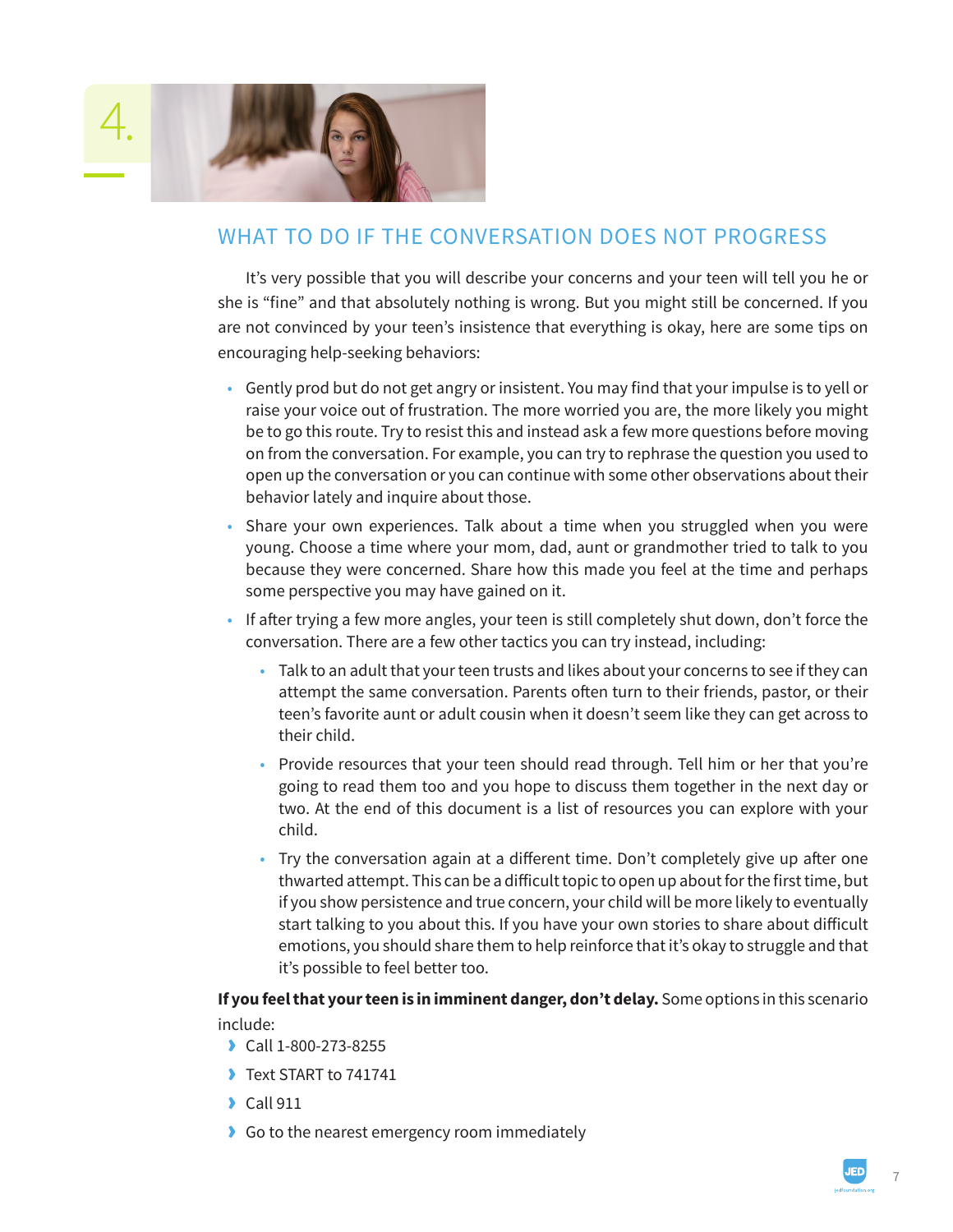4.

## WHAT TO DO IF THE CONVERSATION DOES NOT PROGRESS

It's very possible that you will describe your concerns and your teen will tell you he or she is "fine" and that absolutely nothing is wrong. But you might still be concerned. If you are not convinced by your teen's insistence that everything is okay, here are some tips on encouraging help-seeking behaviors:

- Gently prod but do not get angry or insistent. You may find that your impulse is to yell or raise your voice out of frustration. The more worried you are, the more likely you might be to go this route. Try to resist this and instead ask a few more questions before moving on from the conversation. For example, you can try to rephrase the question you used to open up the conversation or you can continue with some other observations about their behavior lately and inquire about those.
- Share your own experiences. Talk about a time when you struggled when you were young. Choose a time where your mom, dad, aunt or grandmother tried to talk to you because they were concerned. Share how this made you feel at the time and perhaps some perspective you may have gained on it.
- If after trying a few more angles, your teen is still completely shut down, don't force the conversation. There are a few other tactics you can try instead, including:
    - Talk to an adult that your teen trusts and likes about your concerns to see if they can attempt the same conversation. Parents often turn to their friends, pastor, or their teen's favorite aunt or adult cousin when it doesn't seem like they can get across to their child.
    - Provide resources that your teen should read through. Tell him or her that you're going to read them too and you hope to discuss them together in the next day or two. At the end of this document is a list of resources you can explore with your child.
    - Try the conversation again at a different time. Don't completely give up after one thwarted attempt. This can be a difficult topic to open up about for the first time, but if you show persistence and true concern, your child will be more likely to eventually start talking to you about this. If you have your own stories to share about difficult emotions, you should share them to help reinforce that it's okay to struggle and that it's possible to feel better too.

**If you feel that your teen is in imminent danger, don't delay.** Some options in this scenario include:

- Call 1-800-273-8255
- Text START to 741741
- Call 911
- Go to the nearest emergency room immediately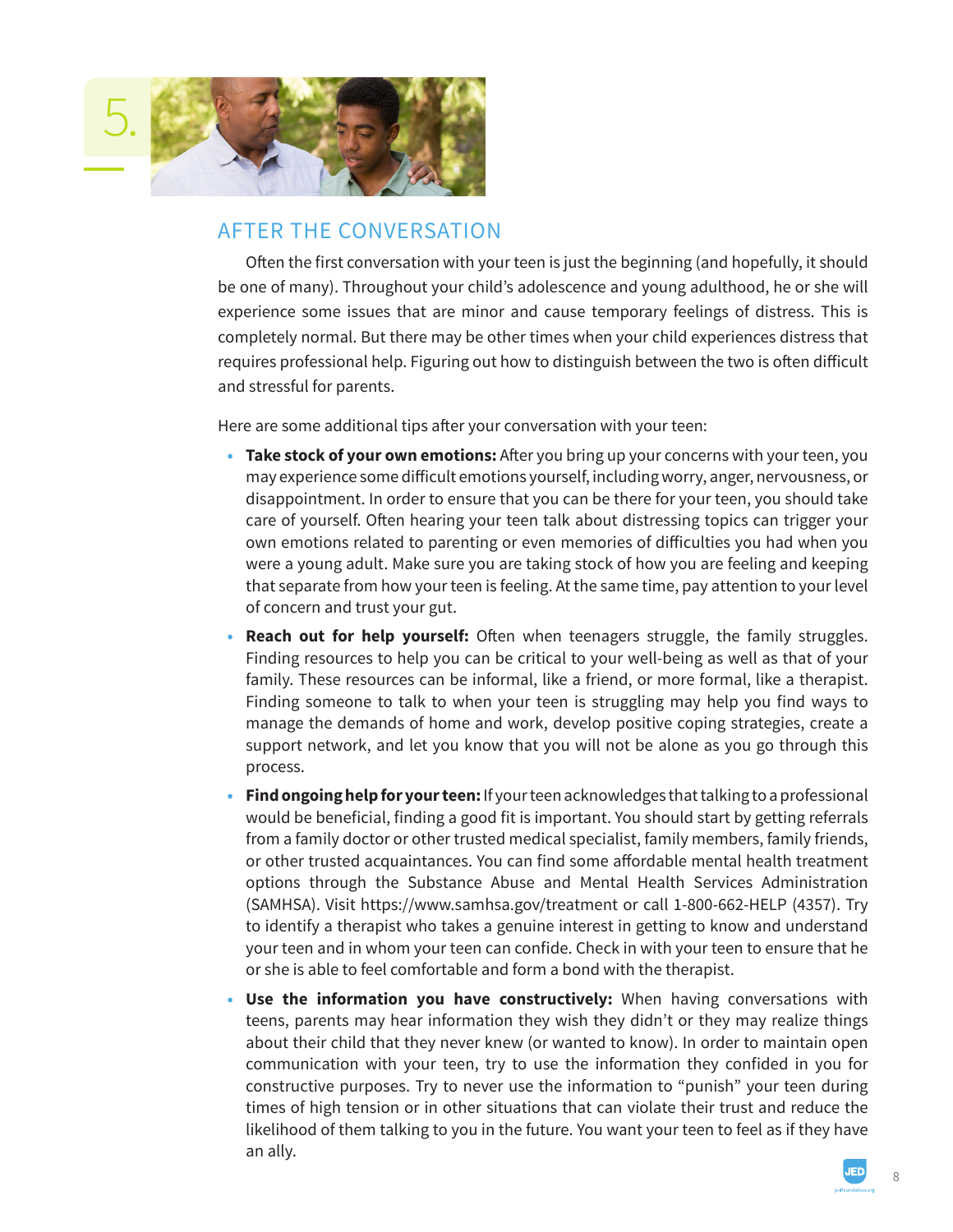5.

## AFTER THE CONVERSATION

Often the first conversation with your teen is just the beginning (and hopefully, it should be one of many). Throughout your child's adolescence and young adulthood, he or she will experience some issues that are minor and cause temporary feelings of distress. This is completely normal. But there may be other times when your child experiences distress that requires professional help. Figuring out how to distinguish between the two is often difficult and stressful for parents.

Here are some additional tips after your conversation with your teen:

- **Take stock of your own emotions:** After you bring up your concerns with your teen, you may experience some difficult emotions yourself, including worry, anger, nervousness, or disappointment. In order to ensure that you can be there for your teen, you should take care of yourself. Often hearing your teen talk about distressing topics can trigger your own emotions related to parenting or even memories of difficulties you had when you were a young adult. Make sure you are taking stock of how you are feeling and keeping that separate from how your teen is feeling. At the same time, pay attention to your level of concern and trust your gut.
- **Reach out for help yourself:** Often when teenagers struggle, the family struggles. Finding resources to help you can be critical to your well-being as well as that of your family. These resources can be informal, like a friend, or more formal, like a therapist. Finding someone to talk to when your teen is struggling may help you find ways to manage the demands of home and work, develop positive coping strategies, create a support network, and let you know that you will not be alone as you go through this process.
- **Find ongoing help for your teen:** If your teen acknowledges that talking to a professional would be beneficial, finding a good fit is important. You should start by getting referrals from a family doctor or other trusted medical specialist, family members, family friends, or other trusted acquaintances. You can find some affordable mental health treatment options through the Substance Abuse and Mental Health Services Administration (SAMHSA). Visit https://www.samhsa.gov/treatment or call 1-800-662-HELP (4357). Try to identify a therapist who takes a genuine interest in getting to know and understand your teen and in whom your teen can confide. Check in with your teen to ensure that he or she is able to feel comfortable and form a bond with the therapist.
- **Use the information you have constructively:** When having conversations with teens, parents may hear information they wish they didn't or they may realize things about their child that they never knew (or wanted to know). In order to maintain open communication with your teen, try to use the information they confided in you for constructive purposes. Try to never use the information to "punish" your teen during times of high tension or in other situations that can violate their trust and reduce the likelihood of them talking to you in the future. You want your teen to feel as if they have an ally.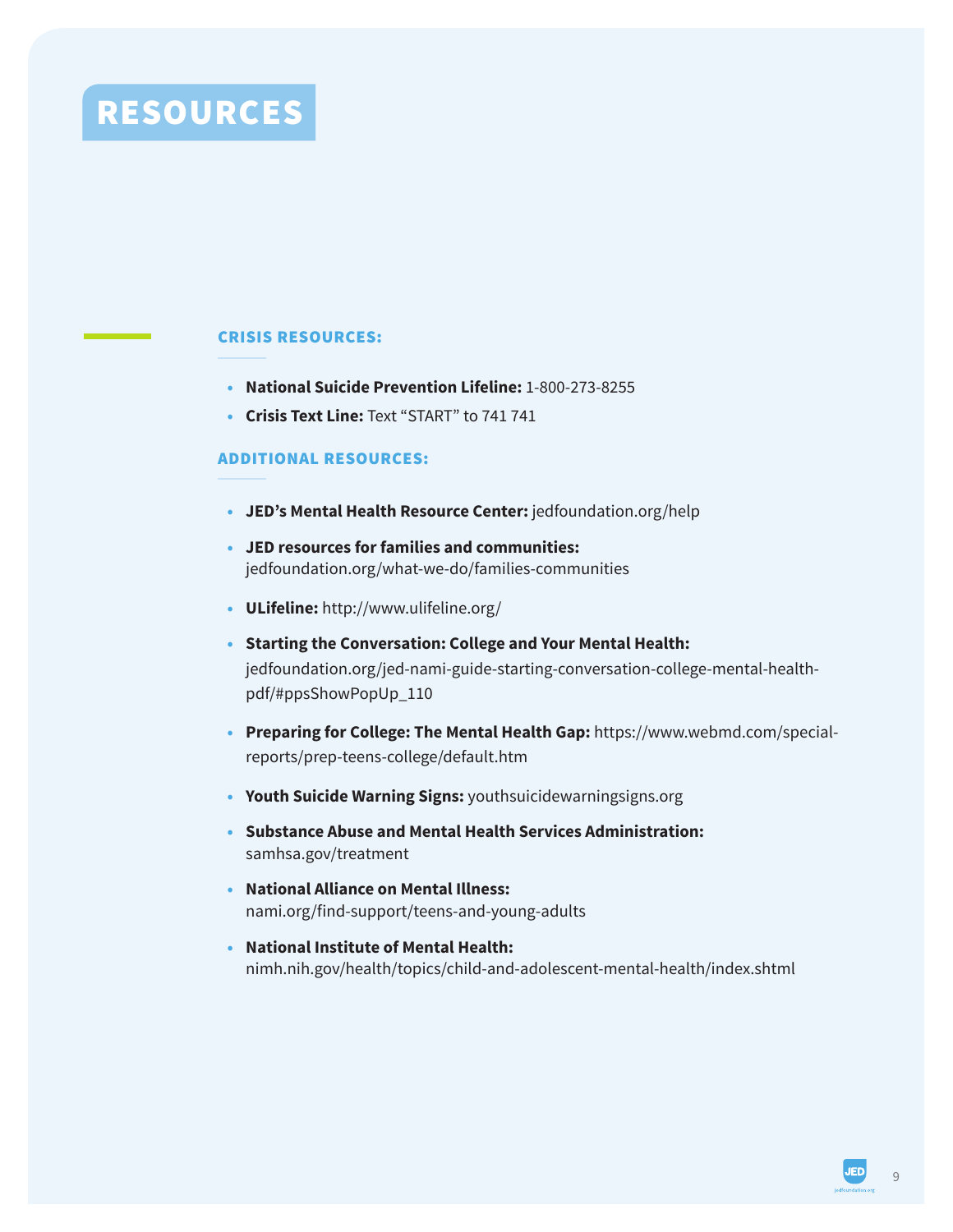# RESOURCES

## CRISIS RESOURCES:

- **National Suicide Prevention Lifeline:** 1-800-273-8255
- **Crisis Text Line:** Text “START” to 741 741

## ADDITIONAL RESOURCES:

- **JED’s Mental Health Resource Center:** jedfoundation.org/help
- **JED resources for families and communities:** jedfoundation.org/what-we-do/families-communities
- **ULifeline:** http://www.ulifeline.org/
- **Starting the Conversation: College and Your Mental Health:** jedfoundation.org/jed-nami-guide-starting-conversation-college-mental-health-pdf/#ppsShowPopUp_110
- **Preparing for College: The Mental Health Gap:** https://www.webmd.com/special-reports/prep-teens-college/default.htm
- **Youth Suicide Warning Signs:** youthsuicidewarningsigns.org
- **Substance Abuse and Mental Health Services Administration:** samhsa.gov/treatment
- **National Alliance on Mental Illness:** nami.org/find-support/teens-and-young-adults
- **National Institute of Mental Health:** nimh.nih.gov/health/topics/child-and-adolescent-mental-health/index.shtml